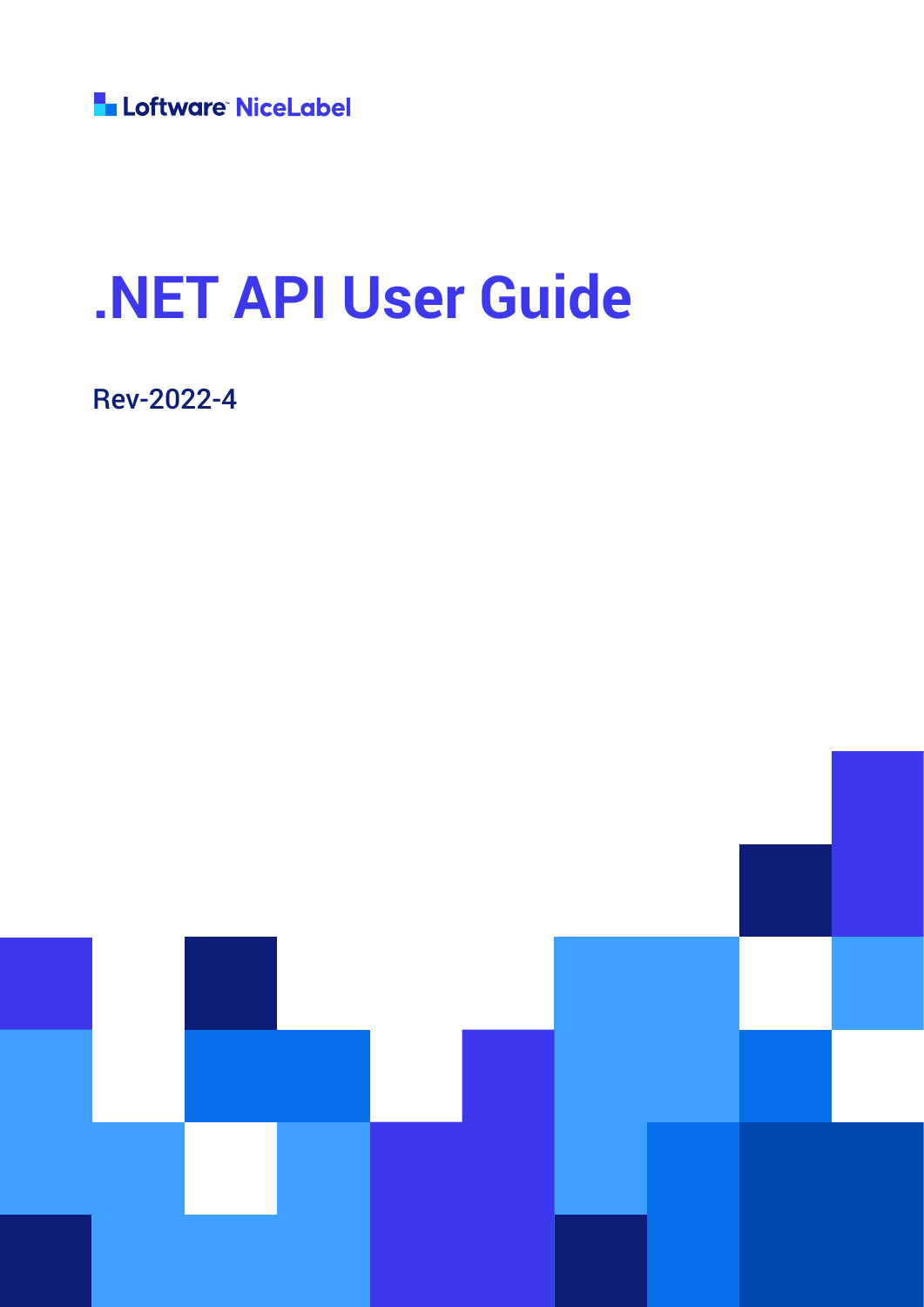Loftware NiceLabel

# .NET API User Guide

Rev-2022-4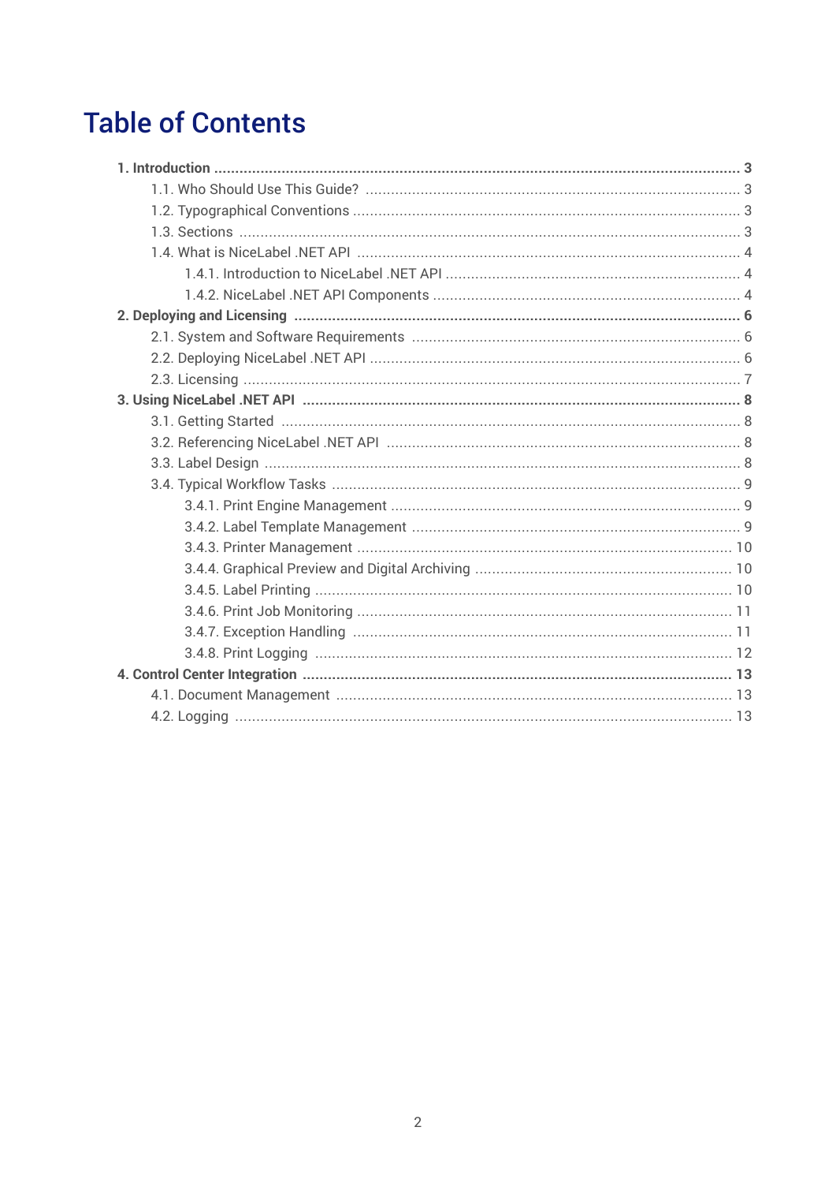# Table of Contents

- **1. Introduction** ..... **3**
  - 1.1. Who Should Use This Guide? ..... 3
  - 1.2. Typographical Conventions ..... 3
  - 1.3. Sections ..... 3
  - 1.4. What is NiceLabel .NET API ..... 4
    - 1.4.1. Introduction to NiceLabel .NET API ..... 4
    - 1.4.2. NiceLabel .NET API Components ..... 4
- **2. Deploying and Licensing** ..... **6**
  - 2.1. System and Software Requirements ..... 6
  - 2.2. Deploying NiceLabel .NET API ..... 6
  - 2.3. Licensing ..... 7
- **3. Using NiceLabel .NET API** ..... **8**
  - 3.1. Getting Started ..... 8
  - 3.2. Referencing NiceLabel .NET API ..... 8
  - 3.3. Label Design ..... 8
  - 3.4. Typical Workflow Tasks ..... 9
    - 3.4.1. Print Engine Management ..... 9
    - 3.4.2. Label Template Management ..... 9
    - 3.4.3. Printer Management ..... 10
    - 3.4.4. Graphical Preview and Digital Archiving ..... 10
    - 3.4.5. Label Printing ..... 10
    - 3.4.6. Print Job Monitoring ..... 11
    - 3.4.7. Exception Handling ..... 11
    - 3.4.8. Print Logging ..... 12
- **4. Control Center Integration** ..... **13**
  - 4.1. Document Management ..... 13
  - 4.2. Logging ..... 13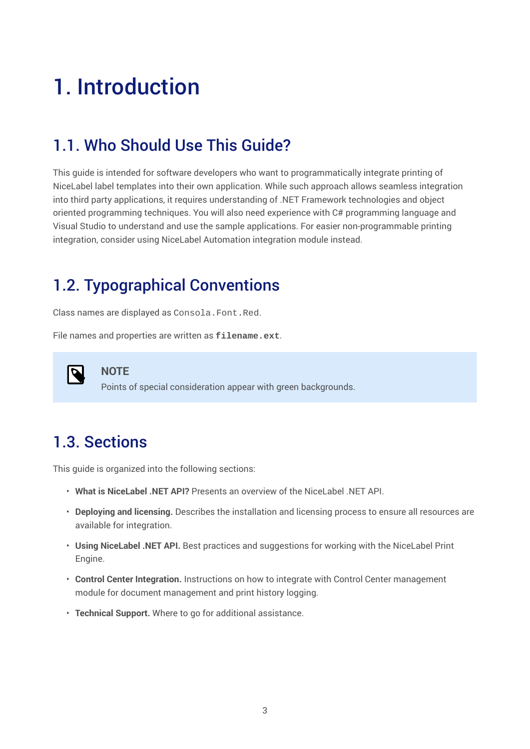# 1. Introduction

## 1.1. Who Should Use This Guide?

This guide is intended for software developers who want to programmatically integrate printing of NiceLabel label templates into their own application. While such approach allows seamless integration into third party applications, it requires understanding of .NET Framework technologies and object oriented programming techniques. You will also need experience with C# programming language and Visual Studio to understand and use the sample applications. For easier non-programmable printing integration, consider using NiceLabel Automation integration module instead.

## 1.2. Typographical Conventions

Class names are displayed as `Consola.Font.Red`.

File names and properties are written as **`filename.ext`**.

> **NOTE**
> Points of special consideration appear with green backgrounds.

## 1.3. Sections

This guide is organized into the following sections:

- **What is NiceLabel .NET API?** Presents an overview of the NiceLabel .NET API.
- **Deploying and licensing.** Describes the installation and licensing process to ensure all resources are available for integration.
- **Using NiceLabel .NET API.** Best practices and suggestions for working with the NiceLabel Print Engine.
- **Control Center Integration.** Instructions on how to integrate with Control Center management module for document management and print history logging.
- **Technical Support.** Where to go for additional assistance.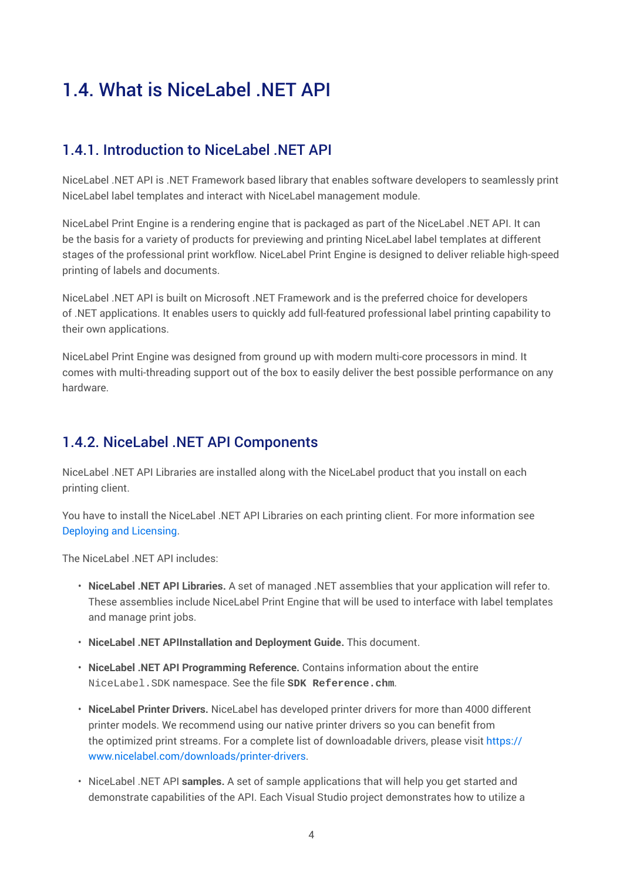# 1.4. What is NiceLabel .NET API

## 1.4.1. Introduction to NiceLabel .NET API

NiceLabel .NET API is .NET Framework based library that enables software developers to seamlessly print NiceLabel label templates and interact with NiceLabel management module.

NiceLabel Print Engine is a rendering engine that is packaged as part of the NiceLabel .NET API. It can be the basis for a variety of products for previewing and printing NiceLabel label templates at different stages of the professional print workflow. NiceLabel Print Engine is designed to deliver reliable high-speed printing of labels and documents.

NiceLabel .NET API is built on Microsoft .NET Framework and is the preferred choice for developers of .NET applications. It enables users to quickly add full-featured professional label printing capability to their own applications.

NiceLabel Print Engine was designed from ground up with modern multi-core processors in mind. It comes with multi-threading support out of the box to easily deliver the best possible performance on any hardware.

## 1.4.2. NiceLabel .NET API Components

NiceLabel .NET API Libraries are installed along with the NiceLabel product that you install on each printing client.

You have to install the NiceLabel .NET API Libraries on each printing client. For more information see Deploying and Licensing.

The NiceLabel .NET API includes:

- **NiceLabel .NET API Libraries.** A set of managed .NET assemblies that your application will refer to. These assemblies include NiceLabel Print Engine that will be used to interface with label templates and manage print jobs.
- **NiceLabel .NET APIInstallation and Deployment Guide.** This document.
- **NiceLabel .NET API Programming Reference.** Contains information about the entire `NiceLabel.SDK` namespace. See the file **`SDK Reference.chm`**.
- **NiceLabel Printer Drivers.** NiceLabel has developed printer drivers for more than 4000 different printer models. We recommend using our native printer drivers so you can benefit from the optimized print streams. For a complete list of downloadable drivers, please visit https://www.nicelabel.com/downloads/printer-drivers.
- NiceLabel .NET API **samples.** A set of sample applications that will help you get started and demonstrate capabilities of the API. Each Visual Studio project demonstrates how to utilize a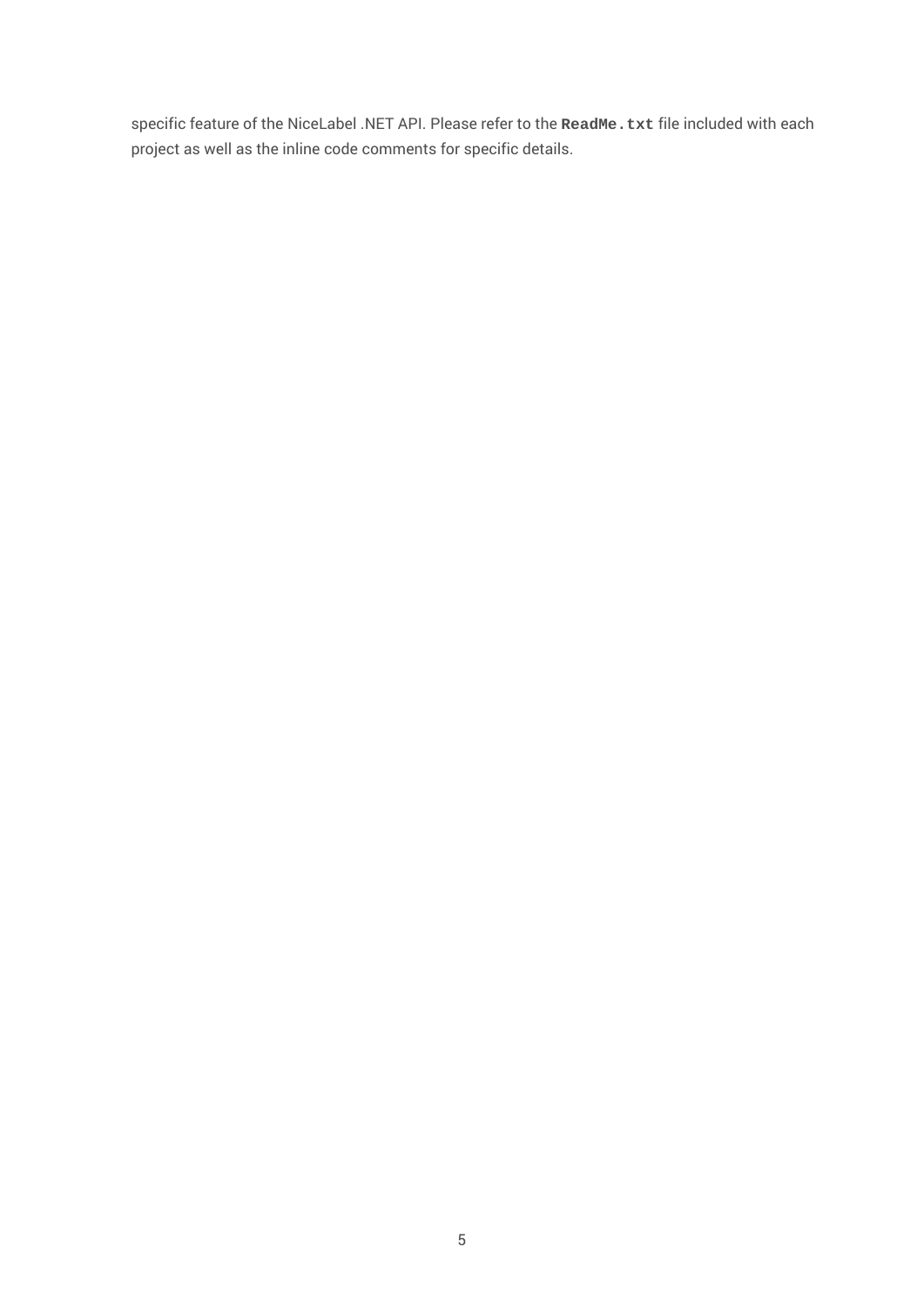specific feature of the NiceLabel .NET API. Please refer to the **`ReadMe.txt`** file included with each project as well as the inline code comments for specific details.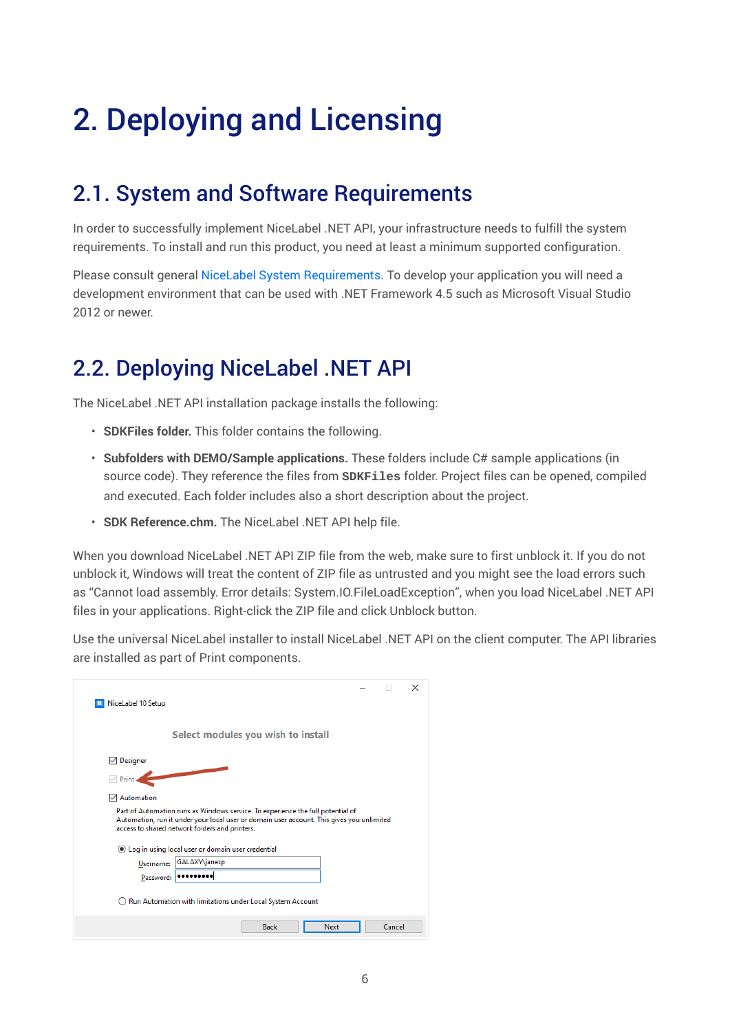# 2. Deploying and Licensing

## 2.1. System and Software Requirements

In order to successfully implement NiceLabel .NET API, your infrastructure needs to fulfill the system requirements. To install and run this product, you need at least a minimum supported configuration.

Please consult general NiceLabel System Requirements. To develop your application you will need a development environment that can be used with .NET Framework 4.5 such as Microsoft Visual Studio 2012 or newer.

## 2.2. Deploying NiceLabel .NET API

The NiceLabel .NET API installation package installs the following:

- **SDKFiles folder.** This folder contains the following.
- **Subfolders with DEMO/Sample applications.** These folders include C# sample applications (in source code). They reference the files from `SDKFiles` folder. Project files can be opened, compiled and executed. Each folder includes also a short description about the project.
- **SDK Reference.chm.** The NiceLabel .NET API help file.

When you download NiceLabel .NET API ZIP file from the web, make sure to first unblock it. If you do not unblock it, Windows will treat the content of ZIP file as untrusted and you might see the load errors such as "Cannot load assembly. Error details: System.IO.FileLoadException", when you load NiceLabel .NET API files in your applications. Right-click the ZIP file and click Unblock button.

Use the universal NiceLabel installer to install NiceLabel .NET API on the client computer. The API libraries are installed as part of Print components.

NiceLabel 10 Setup

Select modules you wish to install

Designer

Print

Automation

Part of Automation runs as Windows service. To experience the full potential of Automation, run it under your local user or domain user account. This gives you unlimited access to shared network folders and printers.

Log in using local user or domain user credential

Username: GALAXY\janezp

Password:

Run Automation with limitations under Local System Account

Back Next Cancel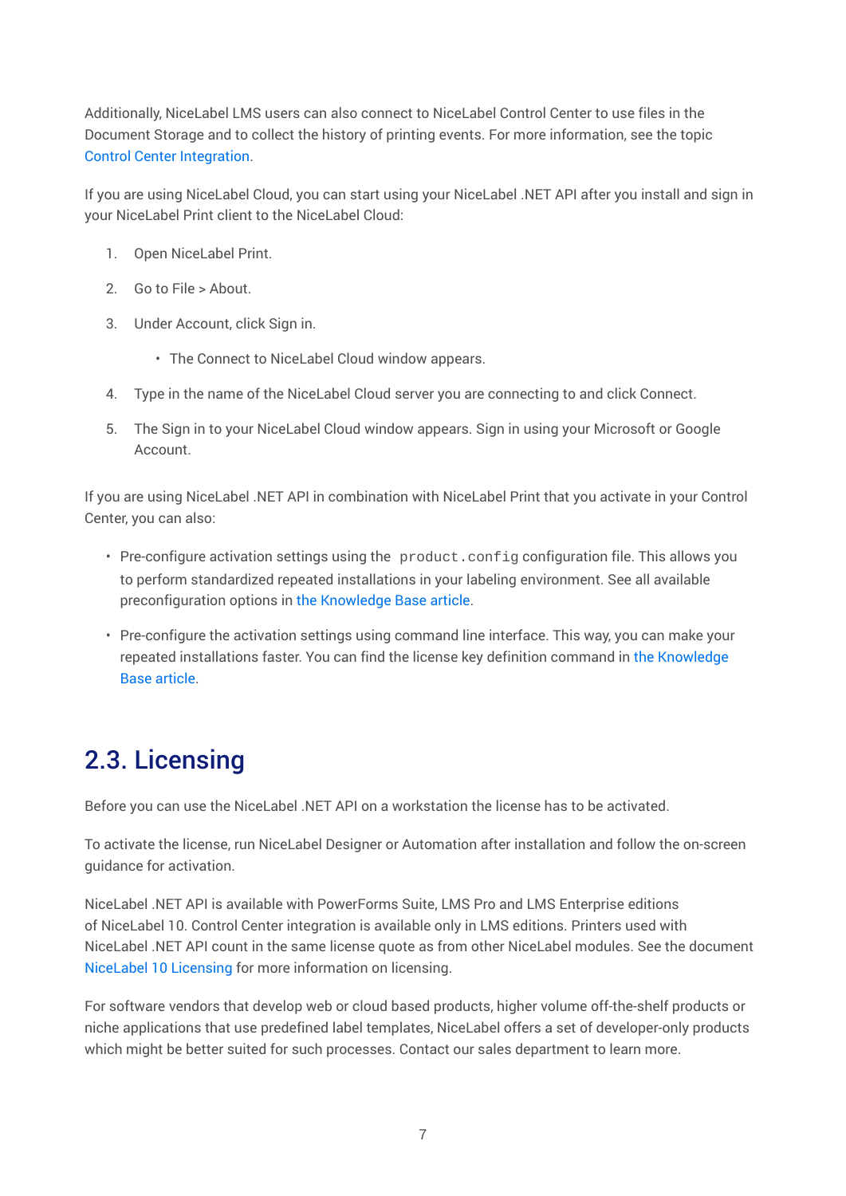Additionally, NiceLabel LMS users can also connect to NiceLabel Control Center to use files in the Document Storage and to collect the history of printing events. For more information, see the topic Control Center Integration.

If you are using NiceLabel Cloud, you can start using your NiceLabel .NET API after you install and sign in your NiceLabel Print client to the NiceLabel Cloud:

1. Open NiceLabel Print.
2. Go to File > About.
3. Under Account, click Sign in.
    - The Connect to NiceLabel Cloud window appears.
4. Type in the name of the NiceLabel Cloud server you are connecting to and click Connect.
5. The Sign in to your NiceLabel Cloud window appears. Sign in using your Microsoft or Google Account.

If you are using NiceLabel .NET API in combination with NiceLabel Print that you activate in your Control Center, you can also:

- Pre-configure activation settings using the `product.config` configuration file. This allows you to perform standardized repeated installations in your labeling environment. See all available preconfiguration options in the Knowledge Base article.
- Pre-configure the activation settings using command line interface. This way, you can make your repeated installations faster. You can find the license key definition command in the Knowledge Base article.

## 2.3. Licensing

Before you can use the NiceLabel .NET API on a workstation the license has to be activated.

To activate the license, run NiceLabel Designer or Automation after installation and follow the on-screen guidance for activation.

NiceLabel .NET API is available with PowerForms Suite, LMS Pro and LMS Enterprise editions of NiceLabel 10. Control Center integration is available only in LMS editions. Printers used with NiceLabel .NET API count in the same license quote as from other NiceLabel modules. See the document NiceLabel 10 Licensing for more information on licensing.

For software vendors that develop web or cloud based products, higher volume off-the-shelf products or niche applications that use predefined label templates, NiceLabel offers a set of developer-only products which might be better suited for such processes. Contact our sales department to learn more.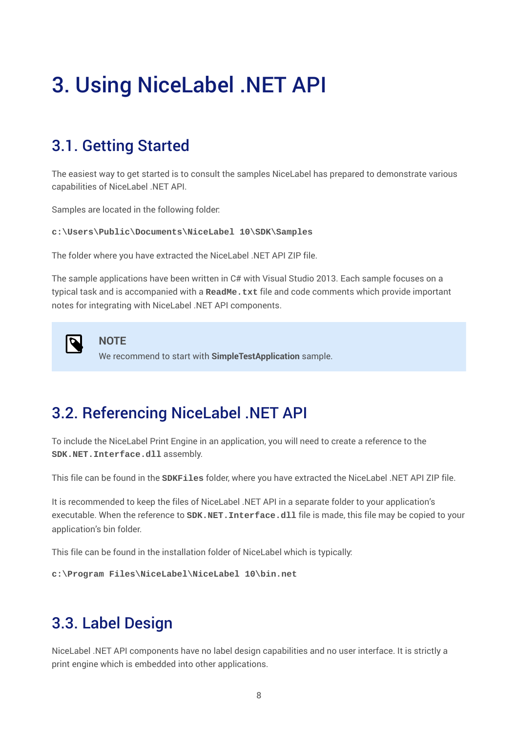# 3. Using NiceLabel .NET API

## 3.1. Getting Started

The easiest way to get started is to consult the samples NiceLabel has prepared to demonstrate various capabilities of NiceLabel .NET API.

Samples are located in the following folder:

```
c:\Users\Public\Documents\NiceLabel 10\SDK\Samples
```

The folder where you have extracted the NiceLabel .NET API ZIP file.

The sample applications have been written in C# with Visual Studio 2013. Each sample focuses on a typical task and is accompanied with a `ReadMe.txt` file and code comments which provide important notes for integrating with NiceLabel .NET API components.

> **NOTE**
> We recommend to start with **SimpleTestApplication** sample.

## 3.2. Referencing NiceLabel .NET API

To include the NiceLabel Print Engine in an application, you will need to create a reference to the `SDK.NET.Interface.dll` assembly.

This file can be found in the `SDKFiles` folder, where you have extracted the NiceLabel .NET API ZIP file.

It is recommended to keep the files of NiceLabel .NET API in a separate folder to your application's executable. When the reference to `SDK.NET.Interface.dll` file is made, this file may be copied to your application's bin folder.

This file can be found in the installation folder of NiceLabel which is typically:

```
c:\Program Files\NiceLabel\NiceLabel 10\bin.net
```

## 3.3. Label Design

NiceLabel .NET API components have no label design capabilities and no user interface. It is strictly a print engine which is embedded into other applications.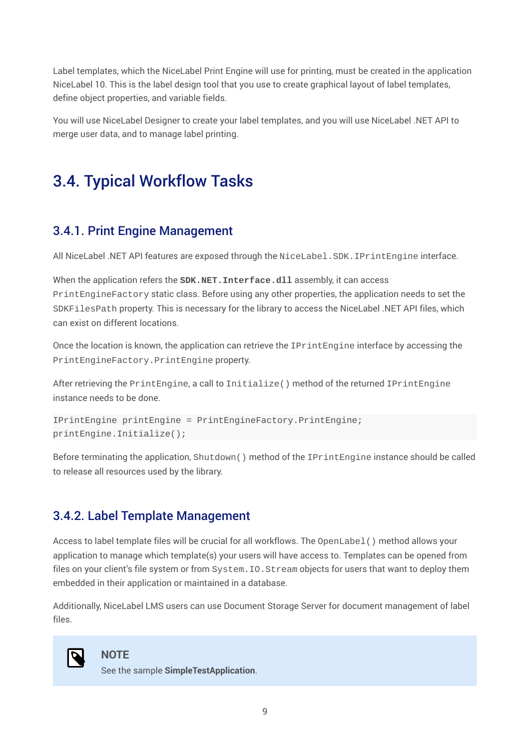Label templates, which the NiceLabel Print Engine will use for printing, must be created in the application NiceLabel 10. This is the label design tool that you use to create graphical layout of label templates, define object properties, and variable fields.

You will use NiceLabel Designer to create your label templates, and you will use NiceLabel .NET API to merge user data, and to manage label printing.

## 3.4. Typical Workflow Tasks

### 3.4.1. Print Engine Management

All NiceLabel .NET API features are exposed through the `NiceLabel.SDK.IPrintEngine` interface.

When the application refers the **`SDK.NET.Interface.dll`** assembly, it can access `PrintEngineFactory` static class. Before using any other properties, the application needs to set the `SDKFilesPath` property. This is necessary for the library to access the NiceLabel .NET API files, which can exist on different locations.

Once the location is known, the application can retrieve the `IPrintEngine` interface by accessing the `PrintEngineFactory.PrintEngine` property.

After retrieving the `PrintEngine`, a call to `Initialize()` method of the returned `IPrintEngine` instance needs to be done.

```
IPrintEngine printEngine = PrintEngineFactory.PrintEngine;
printEngine.Initialize();
```

Before terminating the application, `Shutdown()` method of the `IPrintEngine` instance should be called to release all resources used by the library.

### 3.4.2. Label Template Management

Access to label template files will be crucial for all workflows. The `OpenLabel()` method allows your application to manage which template(s) your users will have access to. Templates can be opened from files on your client's file system or from `System.IO.Stream` objects for users that want to deploy them embedded in their application or maintained in a database.

Additionally, NiceLabel LMS users can use Document Storage Server for document management of label files.

> **NOTE**
> See the sample **SimpleTestApplication**.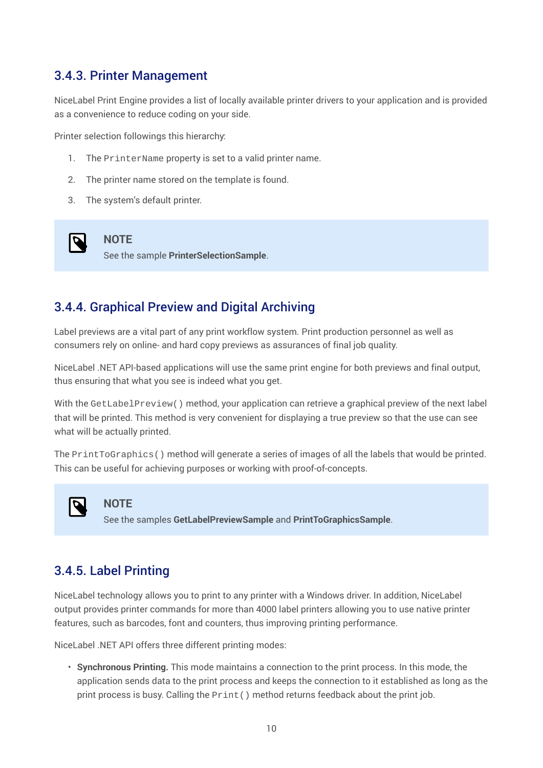### 3.4.3. Printer Management

NiceLabel Print Engine provides a list of locally available printer drivers to your application and is provided as a convenience to reduce coding on your side.

Printer selection followings this hierarchy:

1. The `PrinterName` property is set to a valid printer name.
2. The printer name stored on the template is found.
3. The system's default printer.

> **NOTE**
> See the sample **PrinterSelectionSample**.

### 3.4.4. Graphical Preview and Digital Archiving

Label previews are a vital part of any print workflow system. Print production personnel as well as consumers rely on online- and hard copy previews as assurances of final job quality.

NiceLabel .NET API-based applications will use the same print engine for both previews and final output, thus ensuring that what you see is indeed what you get.

With the `GetLabelPreview()` method, your application can retrieve a graphical preview of the next label that will be printed. This method is very convenient for displaying a true preview so that the use can see what will be actually printed.

The `PrintToGraphics()` method will generate a series of images of all the labels that would be printed. This can be useful for achieving purposes or working with proof-of-concepts.

> **NOTE**
> See the samples **GetLabelPreviewSample** and **PrintToGraphicsSample**.

### 3.4.5. Label Printing

NiceLabel technology allows you to print to any printer with a Windows driver. In addition, NiceLabel output provides printer commands for more than 4000 label printers allowing you to use native printer features, such as barcodes, font and counters, thus improving printing performance.

NiceLabel .NET API offers three different printing modes:

- **Synchronous Printing.** This mode maintains a connection to the print process. In this mode, the application sends data to the print process and keeps the connection to it established as long as the print process is busy. Calling the `Print()` method returns feedback about the print job.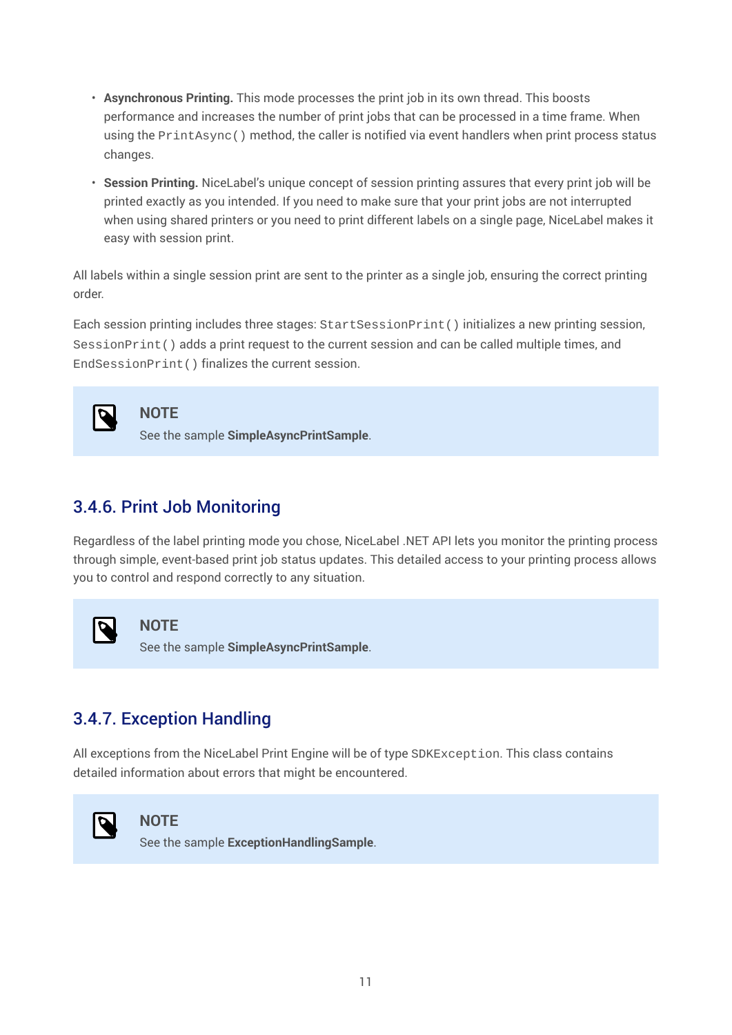- **Asynchronous Printing.** This mode processes the print job in its own thread. This boosts performance and increases the number of print jobs that can be processed in a time frame. When using the `PrintAsync()` method, the caller is notified via event handlers when print process status changes.
- **Session Printing.** NiceLabel's unique concept of session printing assures that every print job will be printed exactly as you intended. If you need to make sure that your print jobs are not interrupted when using shared printers or you need to print different labels on a single page, NiceLabel makes it easy with session print.

All labels within a single session print are sent to the printer as a single job, ensuring the correct printing order.

Each session printing includes three stages: `StartSessionPrint()` initializes a new printing session, `SessionPrint()` adds a print request to the current session and can be called multiple times, and `EndSessionPrint()` finalizes the current session.

> **NOTE**
> See the sample **SimpleAsyncPrintSample**.

### 3.4.6. Print Job Monitoring

Regardless of the label printing mode you chose, NiceLabel .NET API lets you monitor the printing process through simple, event-based print job status updates. This detailed access to your printing process allows you to control and respond correctly to any situation.

> **NOTE**
> See the sample **SimpleAsyncPrintSample**.

### 3.4.7. Exception Handling

All exceptions from the NiceLabel Print Engine will be of type `SDKException`. This class contains detailed information about errors that might be encountered.

> **NOTE**
> See the sample **ExceptionHandlingSample**.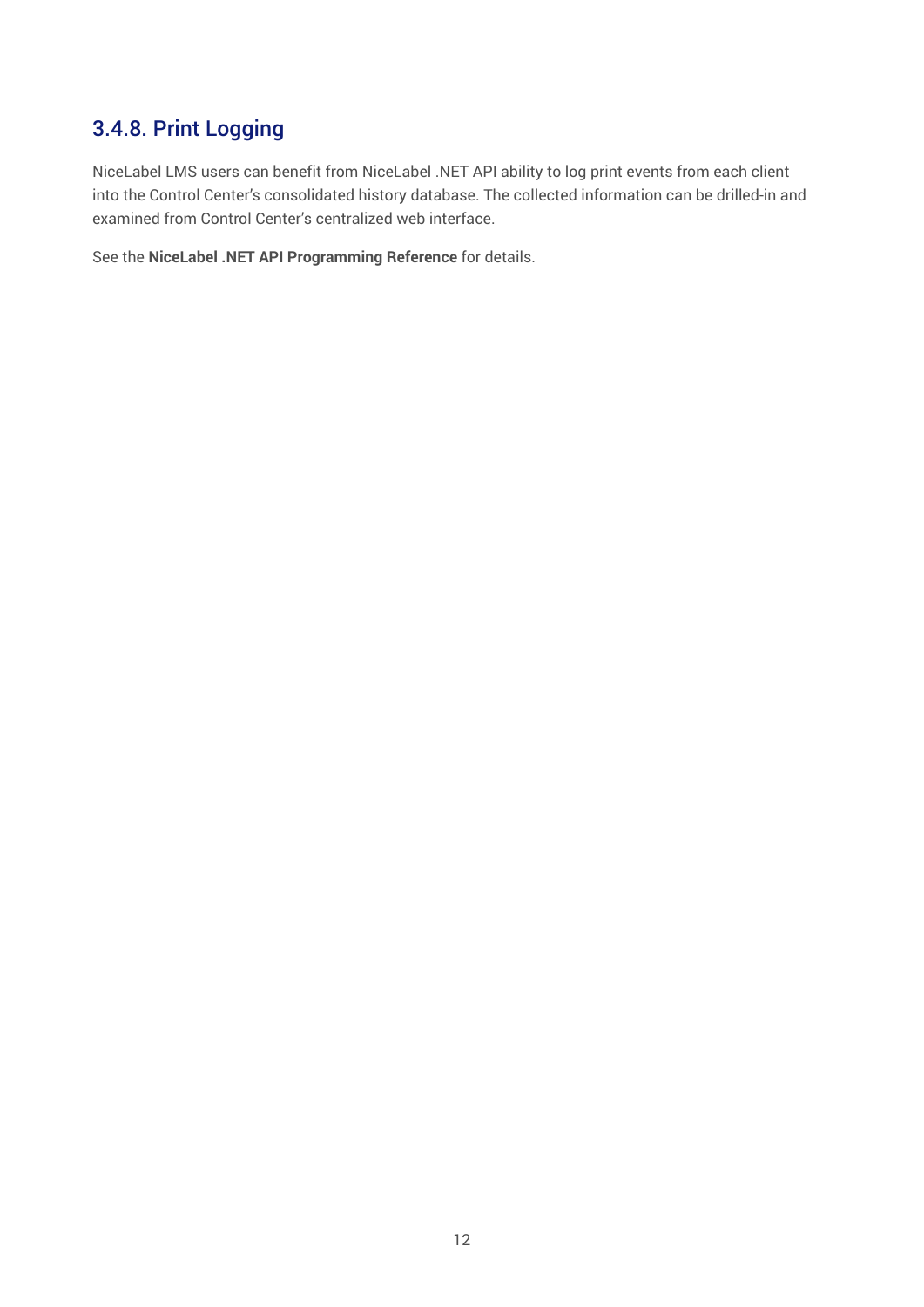### 3.4.8. Print Logging

NiceLabel LMS users can benefit from NiceLabel .NET API ability to log print events from each client into the Control Center's consolidated history database. The collected information can be drilled-in and examined from Control Center's centralized web interface.

See the **NiceLabel .NET API Programming Reference** for details.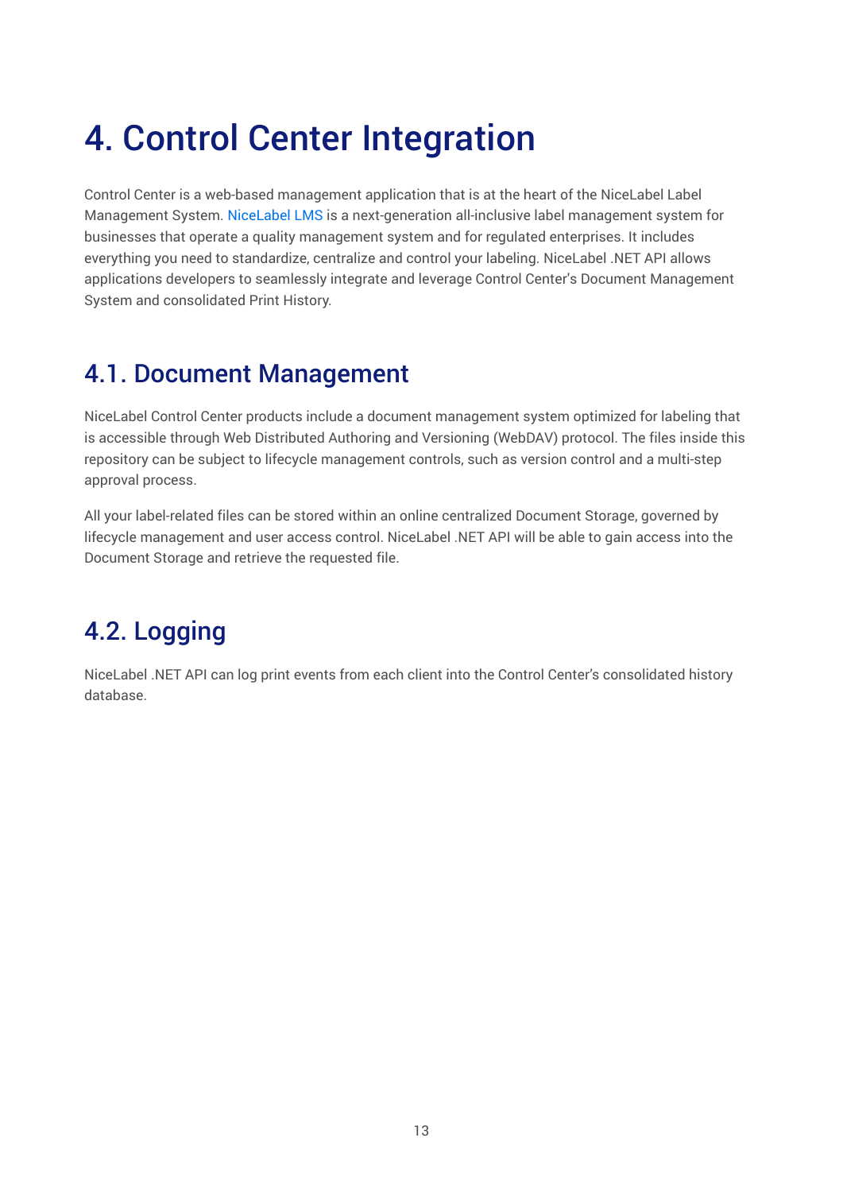# 4. Control Center Integration

Control Center is a web-based management application that is at the heart of the NiceLabel Label Management System. NiceLabel LMS is a next-generation all-inclusive label management system for businesses that operate a quality management system and for regulated enterprises. It includes everything you need to standardize, centralize and control your labeling. NiceLabel .NET API allows applications developers to seamlessly integrate and leverage Control Center's Document Management System and consolidated Print History.

## 4.1. Document Management

NiceLabel Control Center products include a document management system optimized for labeling that is accessible through Web Distributed Authoring and Versioning (WebDAV) protocol. The files inside this repository can be subject to lifecycle management controls, such as version control and a multi-step approval process.

All your label-related files can be stored within an online centralized Document Storage, governed by lifecycle management and user access control. NiceLabel .NET API will be able to gain access into the Document Storage and retrieve the requested file.

## 4.2. Logging

NiceLabel .NET API can log print events from each client into the Control Center's consolidated history database.